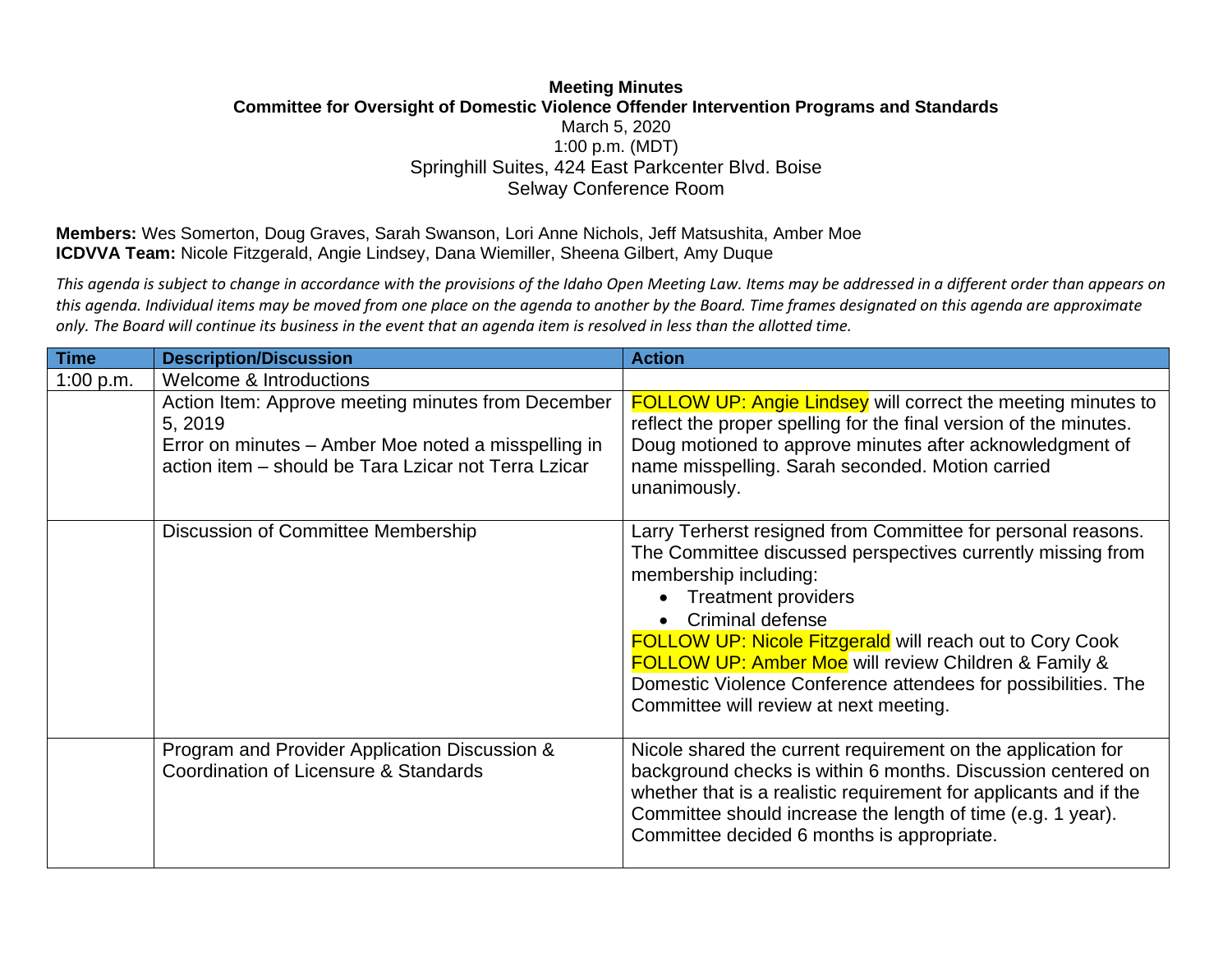**Meeting Minutes**
**Committee for Oversight of Domestic Violence Offender Intervention Programs and Standards**
March 5, 2020
1:00 p.m. (MDT)
Springhill Suites, 424 East Parkcenter Blvd. Boise
Selway Conference Room

**Members:** Wes Somerton, Doug Graves, Sarah Swanson, Lori Anne Nichols, Jeff Matsushita, Amber Moe
**ICDVVA Team:** Nicole Fitzgerald, Angie Lindsey, Dana Wiemiller, Sheena Gilbert, Amy Duque

*This agenda is subject to change in accordance with the provisions of the Idaho Open Meeting Law. Items may be addressed in a different order than appears on this agenda. Individual items may be moved from one place on the agenda to another by the Board. Time frames designated on this agenda are approximate only. The Board will continue its business in the event that an agenda item is resolved in less than the allotted time.*

| Time | Description/Discussion | Action |
|---|---|---|
| 1:00 p.m. | Welcome & Introductions | |
| | Action Item: Approve meeting minutes from December 5, 2019<br>Error on minutes – Amber Moe noted a misspelling in action item – should be Tara Lzicar not Terra Lzicar | FOLLOW UP: Angie Lindsey will correct the meeting minutes to reflect the proper spelling for the final version of the minutes. Doug motioned to approve minutes after acknowledgment of name misspelling. Sarah seconded. Motion carried unanimously. |
| | Discussion of Committee Membership | Larry Terherst resigned from Committee for personal reasons. The Committee discussed perspectives currently missing from membership including:<br>• Treatment providers<br>• Criminal defense<br>FOLLOW UP: Nicole Fitzgerald will reach out to Cory Cook<br>FOLLOW UP: Amber Moe will review Children & Family & Domestic Violence Conference attendees for possibilities. The Committee will review at next meeting. |
| | Program and Provider Application Discussion & Coordination of Licensure & Standards | Nicole shared the current requirement on the application for background checks is within 6 months. Discussion centered on whether that is a realistic requirement for applicants and if the Committee should increase the length of time (e.g. 1 year). Committee decided 6 months is appropriate. |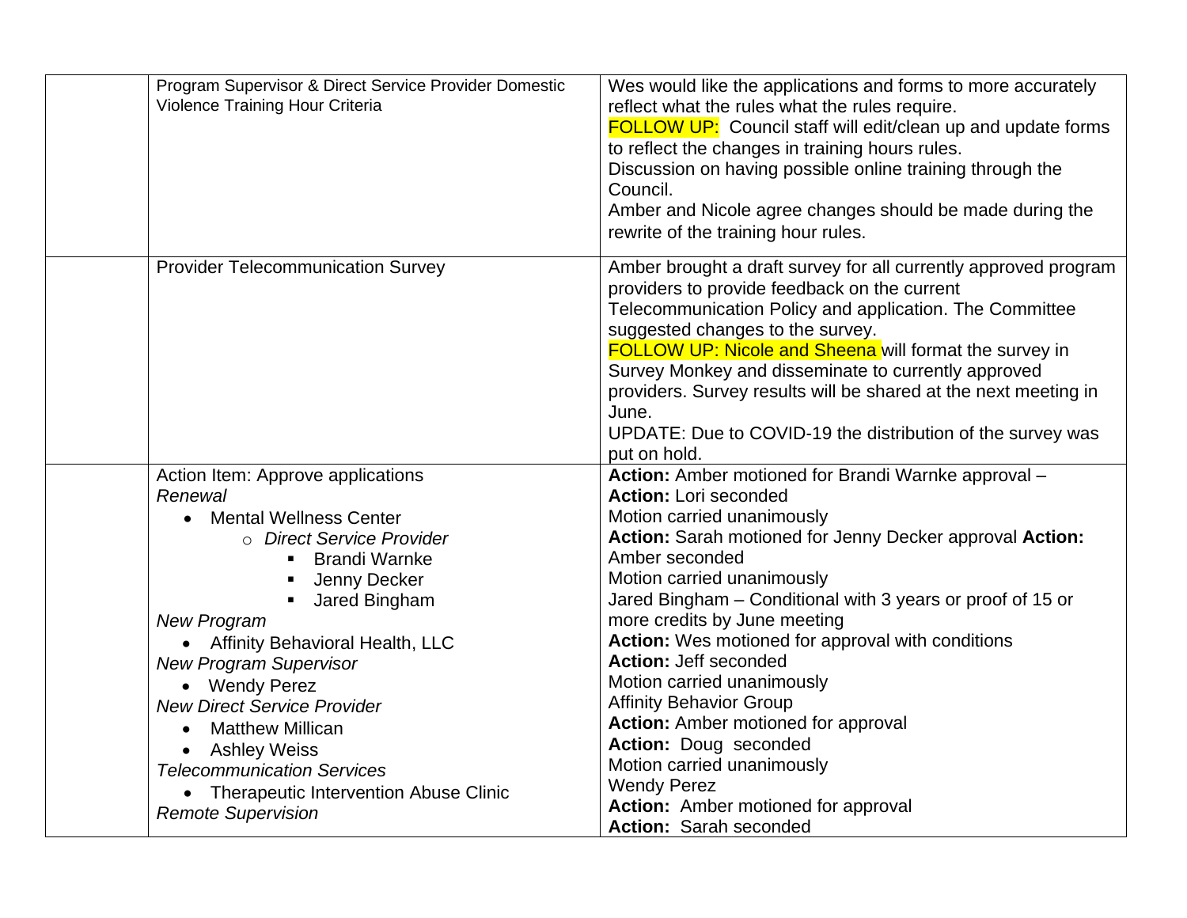| | | |
|---|---|---|
| | Program Supervisor & Direct Service Provider Domestic Violence Training Hour Criteria | Wes would like the applications and forms to more accurately reflect what the rules what the rules require.<br>FOLLOW UP: Council staff will edit/clean up and update forms to reflect the changes in training hours rules.<br>Discussion on having possible online training through the Council.<br>Amber and Nicole agree changes should be made during the rewrite of the training hour rules. |
| | Provider Telecommunication Survey | Amber brought a draft survey for all currently approved program providers to provide feedback on the current Telecommunication Policy and application. The Committee suggested changes to the survey.<br>FOLLOW UP: Nicole and Sheena will format the survey in Survey Monkey and disseminate to currently approved providers. Survey results will be shared at the next meeting in June.<br>UPDATE: Due to COVID-19 the distribution of the survey was put on hold. |
| | Action Item: Approve applications<br>*Renewal*<br>• Mental Wellness Center<br>&nbsp;&nbsp;&nbsp;&nbsp;○ *Direct Service Provider*<br>&nbsp;&nbsp;&nbsp;&nbsp;&nbsp;&nbsp;&nbsp;&nbsp;▪ Brandi Warnke<br>&nbsp;&nbsp;&nbsp;&nbsp;&nbsp;&nbsp;&nbsp;&nbsp;▪ Jenny Decker<br>&nbsp;&nbsp;&nbsp;&nbsp;&nbsp;&nbsp;&nbsp;&nbsp;▪ Jared Bingham<br>*New Program*<br>• Affinity Behavioral Health, LLC<br>*New Program Supervisor*<br>• Wendy Perez<br>*New Direct Service Provider*<br>• Matthew Millican<br>• Ashley Weiss<br>*Telecommunication Services*<br>• Therapeutic Intervention Abuse Clinic<br>*Remote Supervision* | **Action:** Amber motioned for Brandi Warnke approval –<br>**Action:** Lori seconded<br>Motion carried unanimously<br>**Action:** Sarah motioned for Jenny Decker approval **Action:** Amber seconded<br>Motion carried unanimously<br>Jared Bingham – Conditional with 3 years or proof of 15 or more credits by June meeting<br>**Action:** Wes motioned for approval with conditions<br>**Action:** Jeff seconded<br>Motion carried unanimously<br>Affinity Behavior Group<br>**Action:** Amber motioned for approval<br>**Action:** Doug seconded<br>Motion carried unanimously<br>Wendy Perez<br>**Action:** Amber motioned for approval<br>**Action:** Sarah seconded |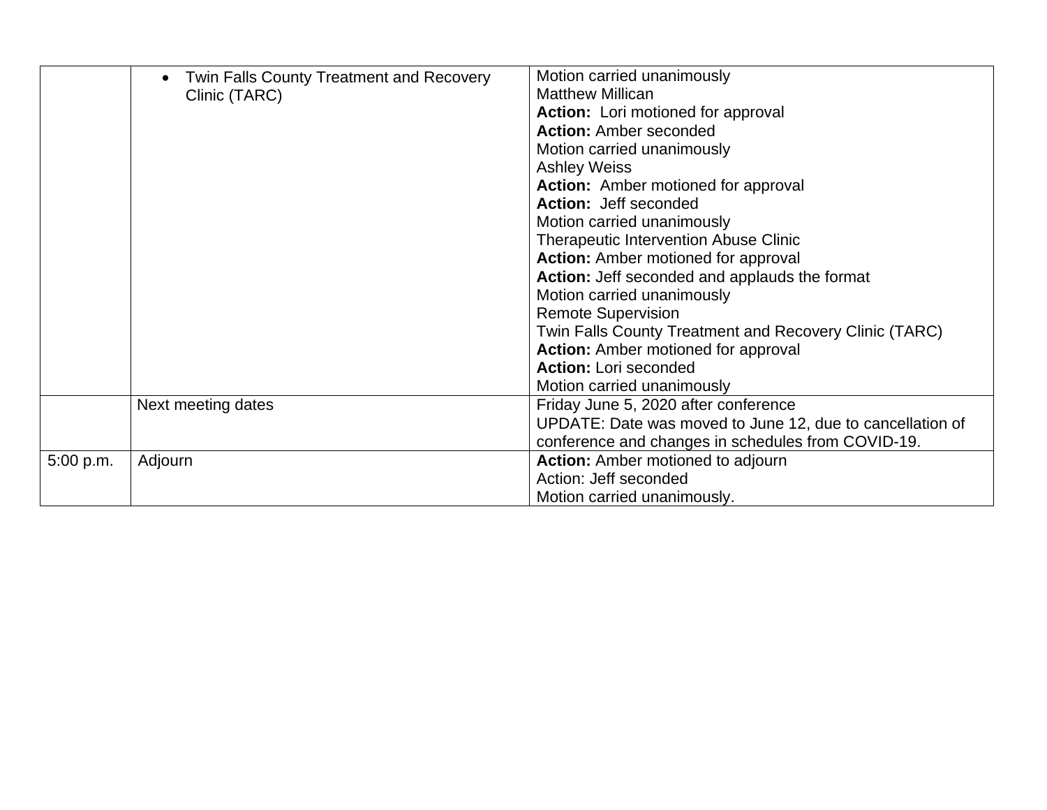| | | |
|---|---|---|
| | • Twin Falls County Treatment and Recovery Clinic (TARC) | Motion carried unanimously<br>Matthew Millican<br>**Action:** Lori motioned for approval<br>**Action:** Amber seconded<br>Motion carried unanimously<br>Ashley Weiss<br>**Action:** Amber motioned for approval<br>**Action:** Jeff seconded<br>Motion carried unanimously<br>Therapeutic Intervention Abuse Clinic<br>**Action:** Amber motioned for approval<br>**Action:** Jeff seconded and applauds the format<br>Motion carried unanimously<br>Remote Supervision<br>Twin Falls County Treatment and Recovery Clinic (TARC)<br>**Action:** Amber motioned for approval<br>**Action:** Lori seconded<br>Motion carried unanimously |
| | Next meeting dates | Friday June 5, 2020 after conference<br>UPDATE: Date was moved to June 12, due to cancellation of conference and changes in schedules from COVID-19. |
| 5:00 p.m. | Adjourn | **Action:** Amber motioned to adjourn<br>Action: Jeff seconded<br>Motion carried unanimously. |